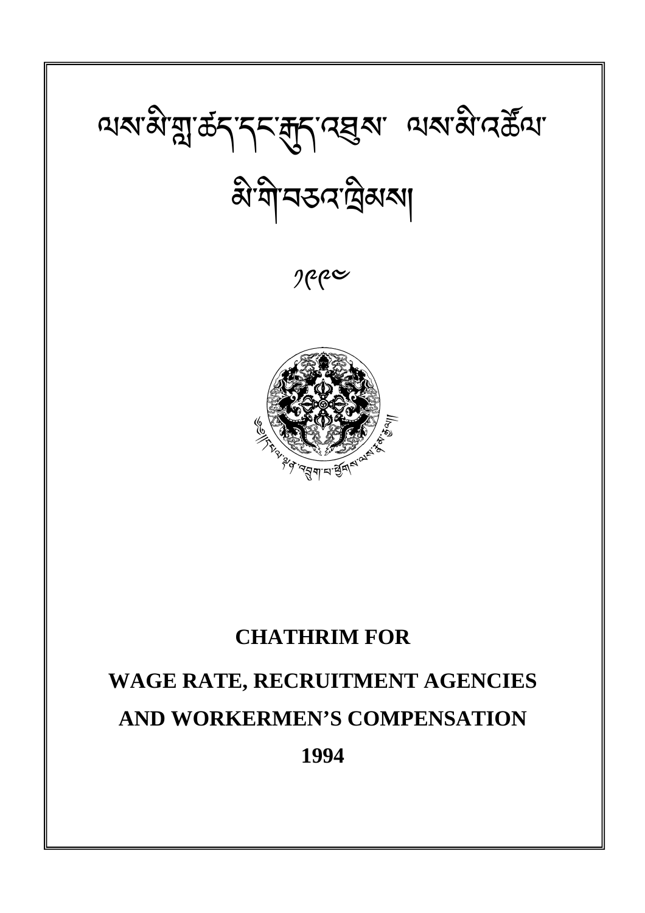# ལས་མི་གླ་ཆད་དང་རྒྱུད་འཛུལ་ ལས་མི་འཚོལ་

# མི་གི་བཅའ་ཁྲིམས།

༡༩༩༤

**CHATHRIM FOR**

**WAGE RATE, RECRUITMENT AGENCIES**

**AND WORKERMEN'S COMPENSATION**

**1994**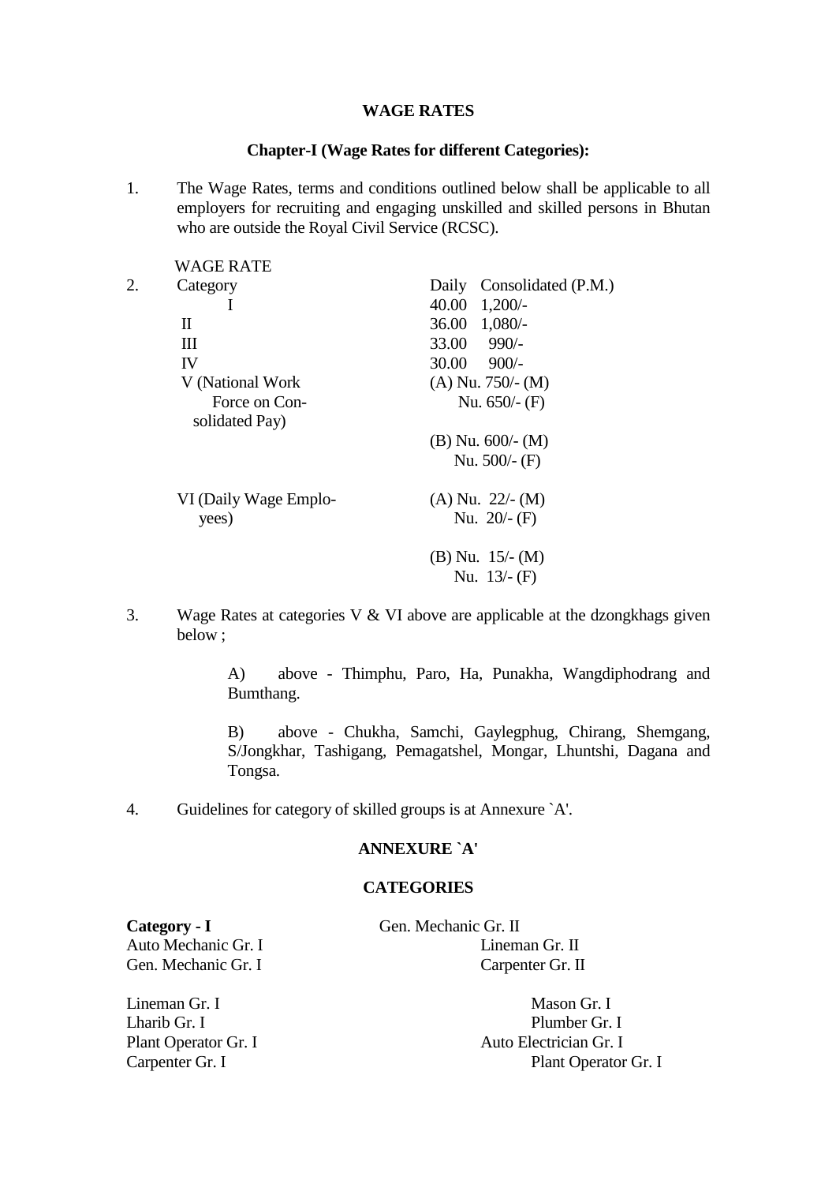**WAGE RATES**

**Chapter-I (Wage Rates for different Categories):**

1. The Wage Rates, terms and conditions outlined below shall be applicable to all employers for recruiting and engaging unskilled and skilled persons in Bhutan who are outside the Royal Civil Service (RCSC).

2. WAGE RATE

| Category | Daily | Consolidated (P.M.) |
|---|---|---|
| I | 40.00 | 1,200/- |
| II | 36.00 | 1,080/- |
| III | 33.00 | 990/- |
| IV | 30.00 | 900/- |
| V (National Work Force on Consolidated Pay) | (A) Nu. 750/- (M) | |
| | Nu. 650/- (F) | |
| | (B) Nu. 600/- (M) | |
| | Nu. 500/- (F) | |
| VI (Daily Wage Employees) | (A) Nu. 22/- (M) | |
| | Nu. 20/- (F) | |
| | (B) Nu. 15/- (M) | |
| | Nu. 13/- (F) | |

3. Wage Rates at categories V & VI above are applicable at the dzongkhags given below ;

   A) above - Thimphu, Paro, Ha, Punakha, Wangdiphodrang and Bumthang.

   B) above - Chukha, Samchi, Gaylegphug, Chirang, Shemgang, S/Jongkhar, Tashigang, Pemagatshel, Mongar, Lhuntshi, Dagana and Tongsa.

4. Guidelines for category of skilled groups is at Annexure `A'.

**ANNEXURE `A'**

**CATEGORIES**

**Category - I**

Auto Mechanic Gr. I
Gen. Mechanic Gr. I
Lineman Gr. I
Lharib Gr. I
Plant Operator Gr. I
Carpenter Gr. I

Gen. Mechanic Gr. II
Lineman Gr. II
Carpenter Gr. II
Mason Gr. I
Plumber Gr. I
Auto Electrician Gr. I
Plant Operator Gr. I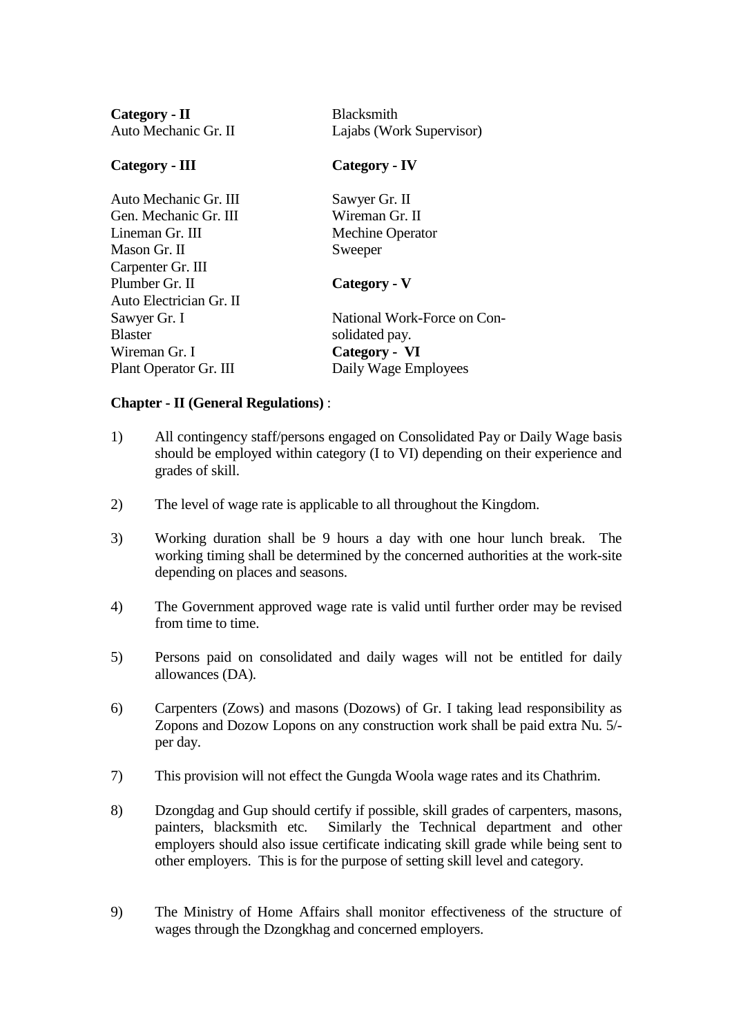**Category - II**
Auto Mechanic Gr. II
Blacksmith
Lajabs (Work Supervisor)

**Category - III**

Auto Mechanic Gr. III
Gen. Mechanic Gr. III
Lineman Gr. III
Mason Gr. II
Carpenter Gr. III
Plumber Gr. II
Auto Electrician Gr. II
Sawyer Gr. I
Blaster
Wireman Gr. I
Plant Operator Gr. III

**Category - IV**

Sawyer Gr. II
Wireman Gr. II
Mechine Operator
Sweeper

**Category - V**

National Work-Force on Consolidated pay.

**Category - VI**
Daily Wage Employees

**Chapter - II (General Regulations)** :

1) All contingency staff/persons engaged on Consolidated Pay or Daily Wage basis should be employed within category (I to VI) depending on their experience and grades of skill.

2) The level of wage rate is applicable to all throughout the Kingdom.

3) Working duration shall be 9 hours a day with one hour lunch break. The working timing shall be determined by the concerned authorities at the work-site depending on places and seasons.

4) The Government approved wage rate is valid until further order may be revised from time to time.

5) Persons paid on consolidated and daily wages will not be entitled for daily allowances (DA).

6) Carpenters (Zows) and masons (Dozows) of Gr. I taking lead responsibility as Zopons and Dozow Lopons on any construction work shall be paid extra Nu. 5/- per day.

7) This provision will not effect the Gungda Woola wage rates and its Chathrim.

8) Dzongdag and Gup should certify if possible, skill grades of carpenters, masons, painters, blacksmith etc. Similarly the Technical department and other employers should also issue certificate indicating skill grade while being sent to other employers. This is for the purpose of setting skill level and category.

9) The Ministry of Home Affairs shall monitor effectiveness of the structure of wages through the Dzongkhag and concerned employers.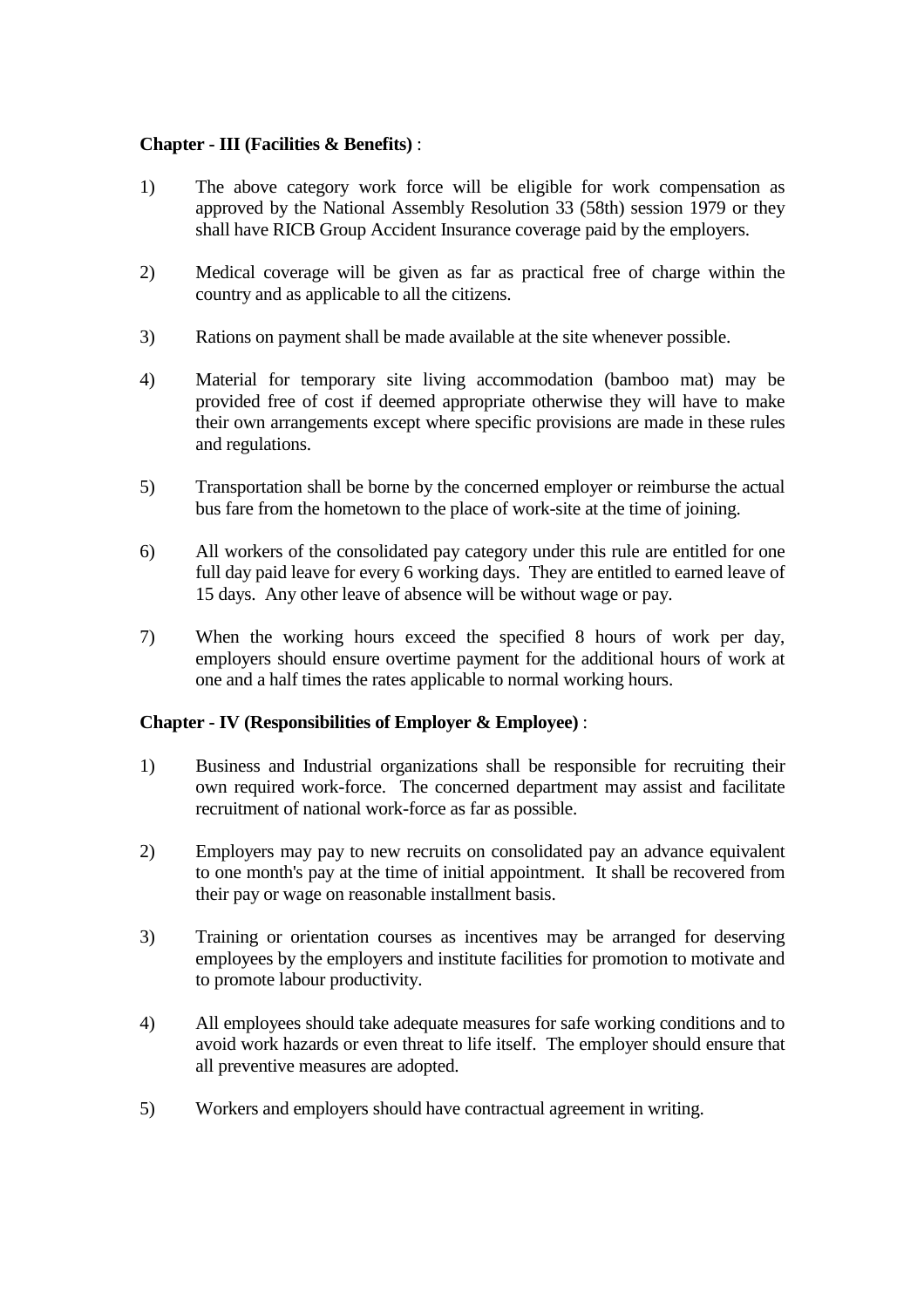**Chapter - III (Facilities & Benefits)** :

1) The above category work force will be eligible for work compensation as approved by the National Assembly Resolution 33 (58th) session 1979 or they shall have RICB Group Accident Insurance coverage paid by the employers.

2) Medical coverage will be given as far as practical free of charge within the country and as applicable to all the citizens.

3) Rations on payment shall be made available at the site whenever possible.

4) Material for temporary site living accommodation (bamboo mat) may be provided free of cost if deemed appropriate otherwise they will have to make their own arrangements except where specific provisions are made in these rules and regulations.

5) Transportation shall be borne by the concerned employer or reimburse the actual bus fare from the hometown to the place of work-site at the time of joining.

6) All workers of the consolidated pay category under this rule are entitled for one full day paid leave for every 6 working days. They are entitled to earned leave of 15 days. Any other leave of absence will be without wage or pay.

7) When the working hours exceed the specified 8 hours of work per day, employers should ensure overtime payment for the additional hours of work at one and a half times the rates applicable to normal working hours.

**Chapter - IV (Responsibilities of Employer & Employee)** :

1) Business and Industrial organizations shall be responsible for recruiting their own required work-force. The concerned department may assist and facilitate recruitment of national work-force as far as possible.

2) Employers may pay to new recruits on consolidated pay an advance equivalent to one month's pay at the time of initial appointment. It shall be recovered from their pay or wage on reasonable installment basis.

3) Training or orientation courses as incentives may be arranged for deserving employees by the employers and institute facilities for promotion to motivate and to promote labour productivity.

4) All employees should take adequate measures for safe working conditions and to avoid work hazards or even threat to life itself. The employer should ensure that all preventive measures are adopted.

5) Workers and employers should have contractual agreement in writing.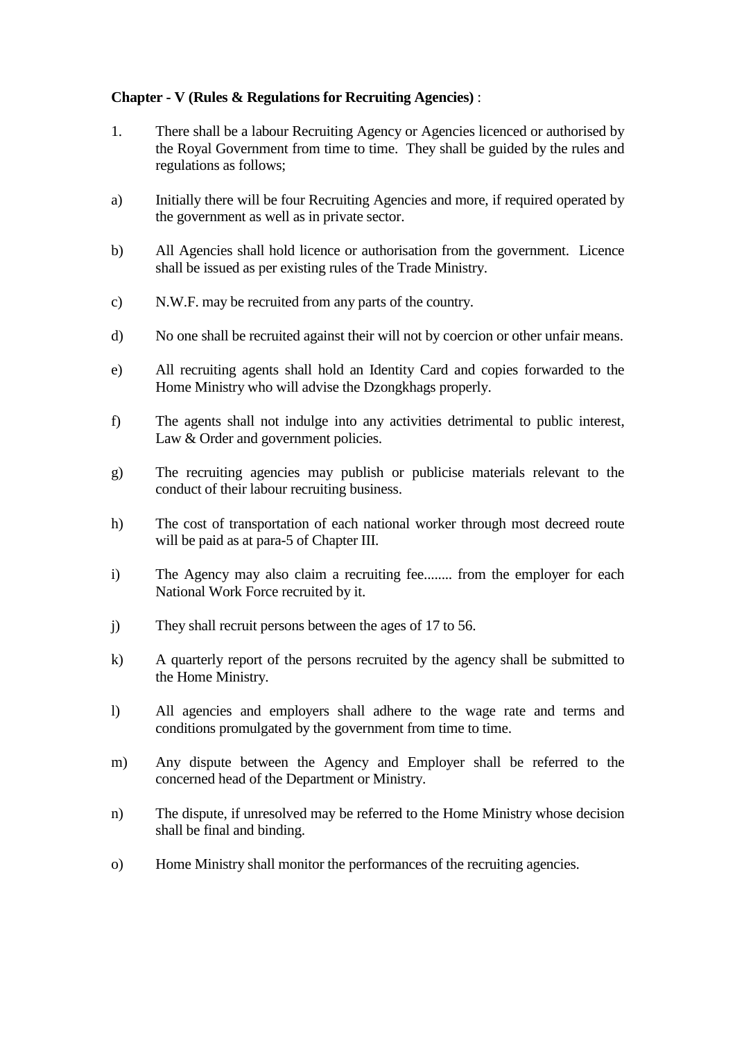**Chapter - V (Rules & Regulations for Recruiting Agencies)** :

1. There shall be a labour Recruiting Agency or Agencies licenced or authorised by the Royal Government from time to time. They shall be guided by the rules and regulations as follows;

a) Initially there will be four Recruiting Agencies and more, if required operated by the government as well as in private sector.

b) All Agencies shall hold licence or authorisation from the government. Licence shall be issued as per existing rules of the Trade Ministry.

c) N.W.F. may be recruited from any parts of the country.

d) No one shall be recruited against their will not by coercion or other unfair means.

e) All recruiting agents shall hold an Identity Card and copies forwarded to the Home Ministry who will advise the Dzongkhags properly.

f) The agents shall not indulge into any activities detrimental to public interest, Law & Order and government policies.

g) The recruiting agencies may publish or publicise materials relevant to the conduct of their labour recruiting business.

h) The cost of transportation of each national worker through most decreed route will be paid as at para-5 of Chapter III.

i) The Agency may also claim a recruiting fee........ from the employer for each National Work Force recruited by it.

j) They shall recruit persons between the ages of 17 to 56.

k) A quarterly report of the persons recruited by the agency shall be submitted to the Home Ministry.

l) All agencies and employers shall adhere to the wage rate and terms and conditions promulgated by the government from time to time.

m) Any dispute between the Agency and Employer shall be referred to the concerned head of the Department or Ministry.

n) The dispute, if unresolved may be referred to the Home Ministry whose decision shall be final and binding.

o) Home Ministry shall monitor the performances of the recruiting agencies.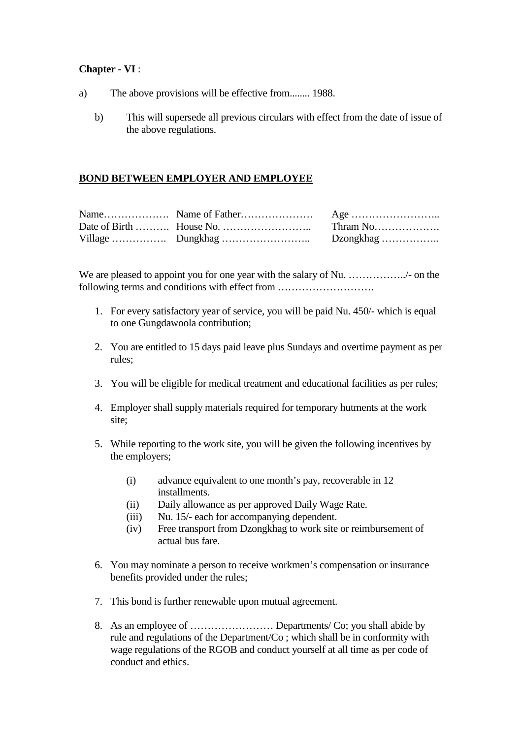**Chapter - VI** :

a) The above provisions will be effective from........ 1988.

b) This will supersede all previous circulars with effect from the date of issue of the above regulations.

**<u>BOND BETWEEN EMPLOYER AND EMPLOYEE</u>**

| | | |
|---|---|---|
| Name………………. | Name of Father………………… | Age …………………….. |
| Date of Birth ………. | House No. …………………….. | Thram No………………. |
| Village ……………. | Dungkhag …………………….. | Dzongkhag …………….. |

We are pleased to appoint you for one year with the salary of Nu. ……………../- on the following terms and conditions with effect from ……………………….

1. For every satisfactory year of service, you will be paid Nu. 450/- which is equal to one Gungdawoola contribution;

2. You are entitled to 15 days paid leave plus Sundays and overtime payment as per rules;

3. You will be eligible for medical treatment and educational facilities as per rules;

4. Employer shall supply materials required for temporary hutments at the work site;

5. While reporting to the work site, you will be given the following incentives by the employers;

   (i) advance equivalent to one month's pay, recoverable in 12 installments.
   (ii) Daily allowance as per approved Daily Wage Rate.
   (iii) Nu. 15/- each for accompanying dependent.
   (iv) Free transport from Dzongkhag to work site or reimbursement of actual bus fare.

6. You may nominate a person to receive workmen's compensation or insurance benefits provided under the rules;

7. This bond is further renewable upon mutual agreement.

8. As an employee of …………………… Departments/ Co; you shall abide by rule and regulations of the Department/Co ; which shall be in conformity with wage regulations of the RGOB and conduct yourself at all time as per code of conduct and ethics.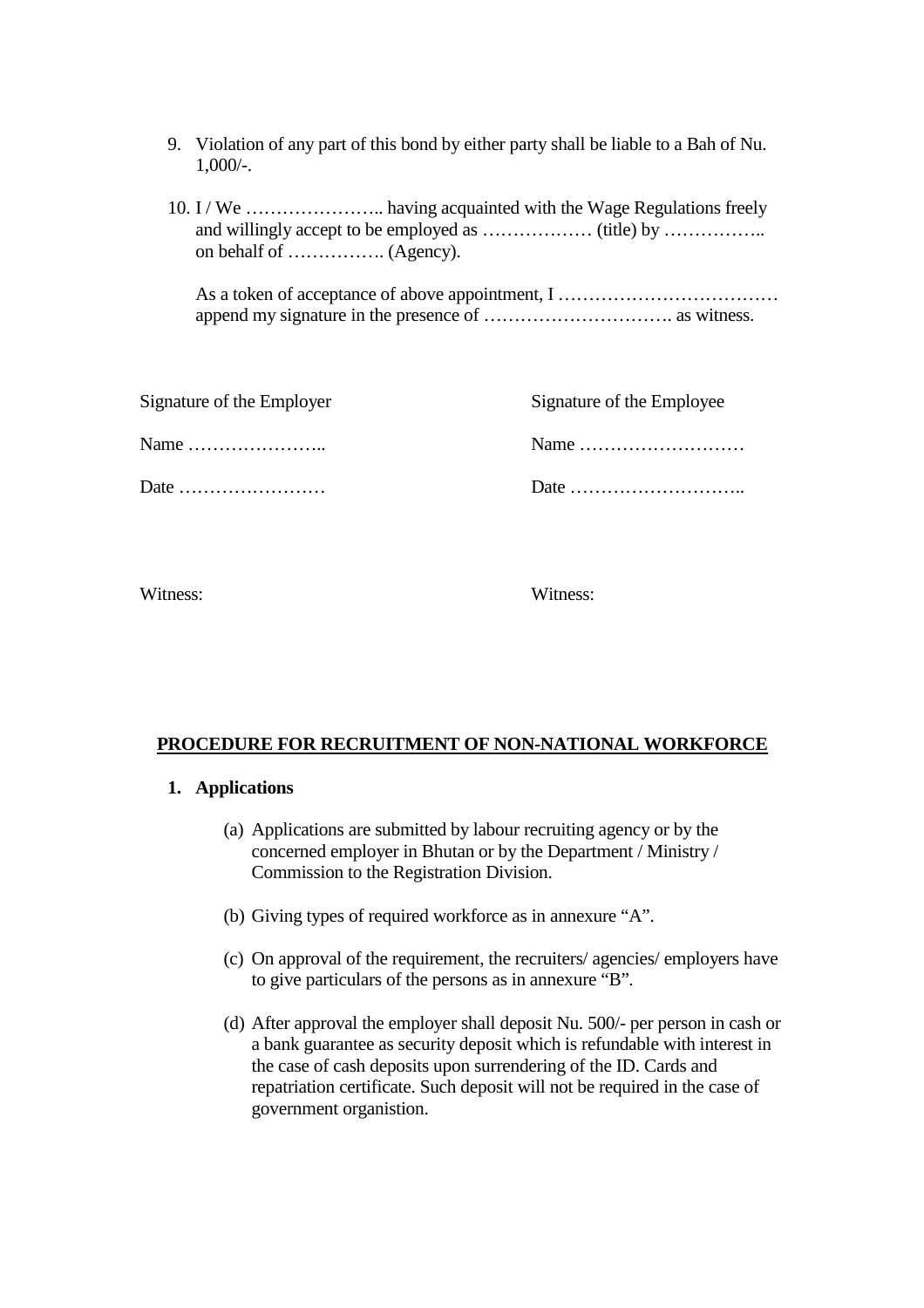9. Violation of any part of this bond by either party shall be liable to a Bah of Nu. 1,000/-.

10. I / We ………………….. having acquainted with the Wage Regulations freely and willingly accept to be employed as ……………… (title) by …………….. on behalf of ……………. (Agency).

    As a token of acceptance of above appointment, I ……………………………… append my signature in the presence of …………………………. as witness.

Signature of the Employer

Name …………………..

Date ……………………

Witness:

Signature of the Employee

Name ………………………

Date ………………………..

Witness:

**PROCEDURE FOR RECRUITMENT OF NON-NATIONAL WORKFORCE**

**1. Applications**

(a) Applications are submitted by labour recruiting agency or by the concerned employer in Bhutan or by the Department / Ministry / Commission to the Registration Division.

(b) Giving types of required workforce as in annexure "A".

(c) On approval of the requirement, the recruiters/ agencies/ employers have to give particulars of the persons as in annexure "B".

(d) After approval the employer shall deposit Nu. 500/- per person in cash or a bank guarantee as security deposit which is refundable with interest in the case of cash deposits upon surrendering of the ID. Cards and repatriation certificate. Such deposit will not be required in the case of government organistion.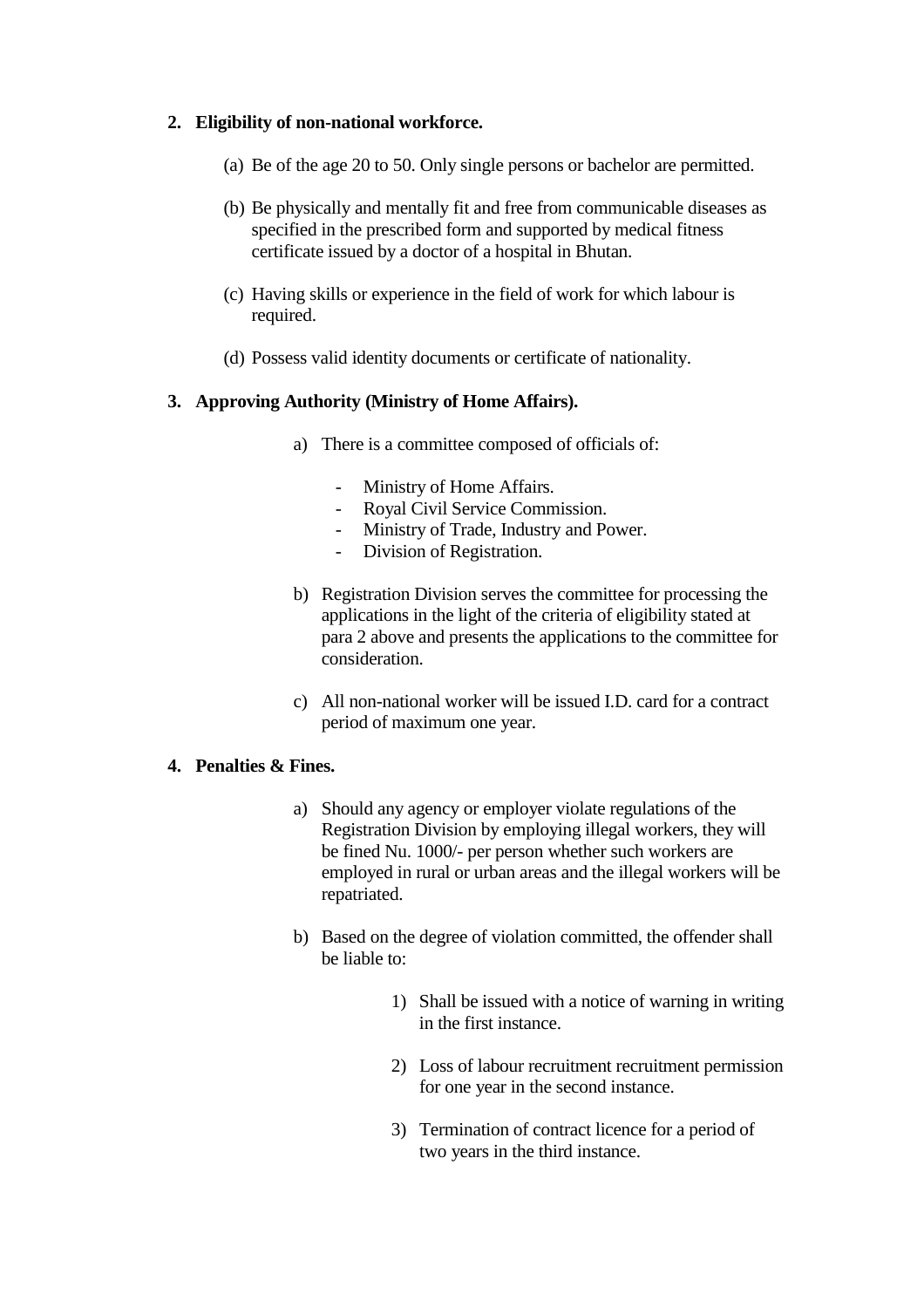**2. Eligibility of non-national workforce.**

(a) Be of the age 20 to 50. Only single persons or bachelor are permitted.

(b) Be physically and mentally fit and free from communicable diseases as specified in the prescribed form and supported by medical fitness certificate issued by a doctor of a hospital in Bhutan.

(c) Having skills or experience in the field of work for which labour is required.

(d) Possess valid identity documents or certificate of nationality.

**3. Approving Authority (Ministry of Home Affairs).**

a) There is a committee composed of officials of:

- Ministry of Home Affairs.
- Royal Civil Service Commission.
- Ministry of Trade, Industry and Power.
- Division of Registration.

b) Registration Division serves the committee for processing the applications in the light of the criteria of eligibility stated at para 2 above and presents the applications to the committee for consideration.

c) All non-national worker will be issued I.D. card for a contract period of maximum one year.

**4. Penalties & Fines.**

a) Should any agency or employer violate regulations of the Registration Division by employing illegal workers, they will be fined Nu. 1000/- per person whether such workers are employed in rural or urban areas and the illegal workers will be repatriated.

b) Based on the degree of violation committed, the offender shall be liable to:

1) Shall be issued with a notice of warning in writing in the first instance.

2) Loss of labour recruitment recruitment permission for one year in the second instance.

3) Termination of contract licence for a period of two years in the third instance.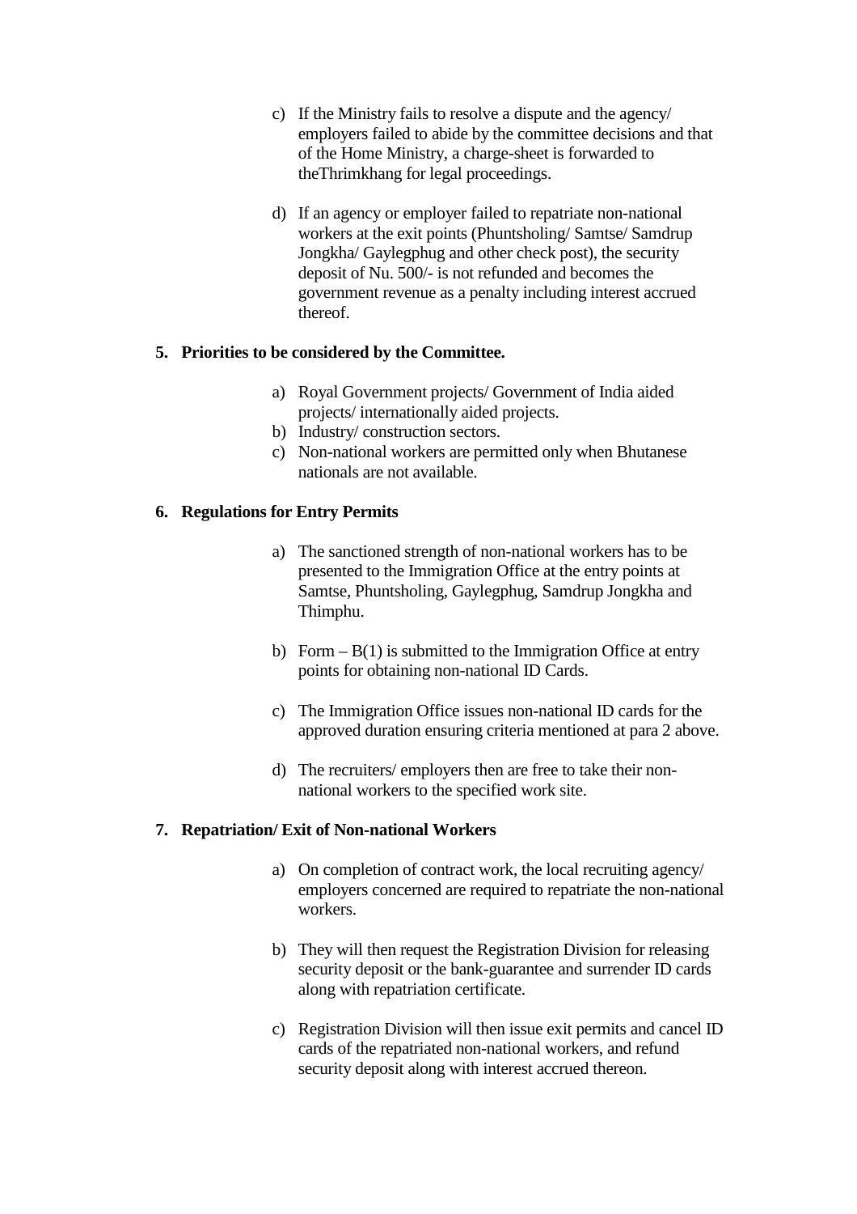c) If the Ministry fails to resolve a dispute and the agency/ employers failed to abide by the committee decisions and that of the Home Ministry, a charge-sheet is forwarded to theThrimkhang for legal proceedings.

d) If an agency or employer failed to repatriate non-national workers at the exit points (Phuntsholing/ Samtse/ Samdrup Jongkha/ Gaylegphug and other check post), the security deposit of Nu. 500/- is not refunded and becomes the government revenue as a penalty including interest accrued thereof.

**5. Priorities to be considered by the Committee.**

a) Royal Government projects/ Government of India aided projects/ internationally aided projects.
b) Industry/ construction sectors.
c) Non-national workers are permitted only when Bhutanese nationals are not available.

**6. Regulations for Entry Permits**

a) The sanctioned strength of non-national workers has to be presented to the Immigration Office at the entry points at Samtse, Phuntsholing, Gaylegphug, Samdrup Jongkha and Thimphu.

b) Form – B(1) is submitted to the Immigration Office at entry points for obtaining non-national ID Cards.

c) The Immigration Office issues non-national ID cards for the approved duration ensuring criteria mentioned at para 2 above.

d) The recruiters/ employers then are free to take their non-national workers to the specified work site.

**7. Repatriation/ Exit of Non-national Workers**

a) On completion of contract work, the local recruiting agency/ employers concerned are required to repatriate the non-national workers.

b) They will then request the Registration Division for releasing security deposit or the bank-guarantee and surrender ID cards along with repatriation certificate.

c) Registration Division will then issue exit permits and cancel ID cards of the repatriated non-national workers, and refund security deposit along with interest accrued thereon.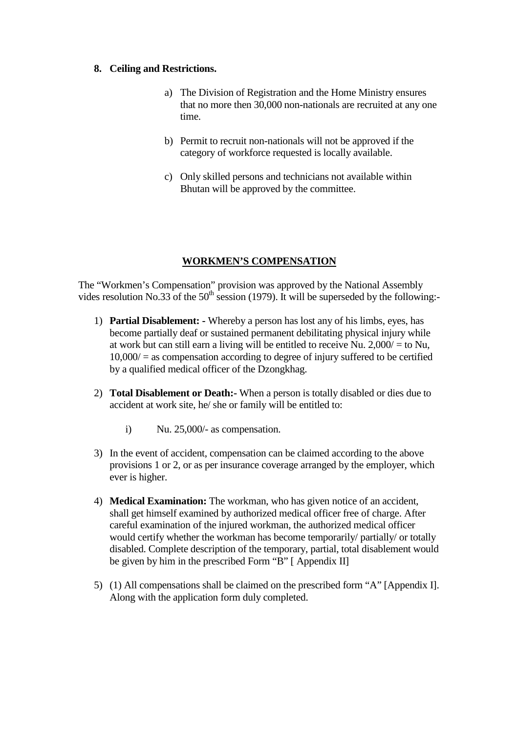**8. Ceiling and Restrictions.**

a) The Division of Registration and the Home Ministry ensures that no more then 30,000 non-nationals are recruited at any one time.

b) Permit to recruit non-nationals will not be approved if the category of workforce requested is locally available.

c) Only skilled persons and technicians not available within Bhutan will be approved by the committee.

## WORKMEN'S COMPENSATION

The "Workmen's Compensation" provision was approved by the National Assembly vides resolution No.33 of the 50th session (1979). It will be superseded by the following:-

1) **Partial Disablement: -** Whereby a person has lost any of his limbs, eyes, has become partially deaf or sustained permanent debilitating physical injury while at work but can still earn a living will be entitled to receive Nu. 2,000/ = to Nu, 10,000/ = as compensation according to degree of injury suffered to be certified by a qualified medical officer of the Dzongkhag.

2) **Total Disablement or Death:-** When a person is totally disabled or dies due to accident at work site, he/ she or family will be entitled to:

   i) Nu. 25,000/- as compensation.

3) In the event of accident, compensation can be claimed according to the above provisions 1 or 2, or as per insurance coverage arranged by the employer, which ever is higher.

4) **Medical Examination:** The workman, who has given notice of an accident, shall get himself examined by authorized medical officer free of charge. After careful examination of the injured workman, the authorized medical officer would certify whether the workman has become temporarily/ partially/ or totally disabled. Complete description of the temporary, partial, total disablement would be given by him in the prescribed Form "B" [ Appendix II]

5) (1) All compensations shall be claimed on the prescribed form "A" [Appendix I]. Along with the application form duly completed.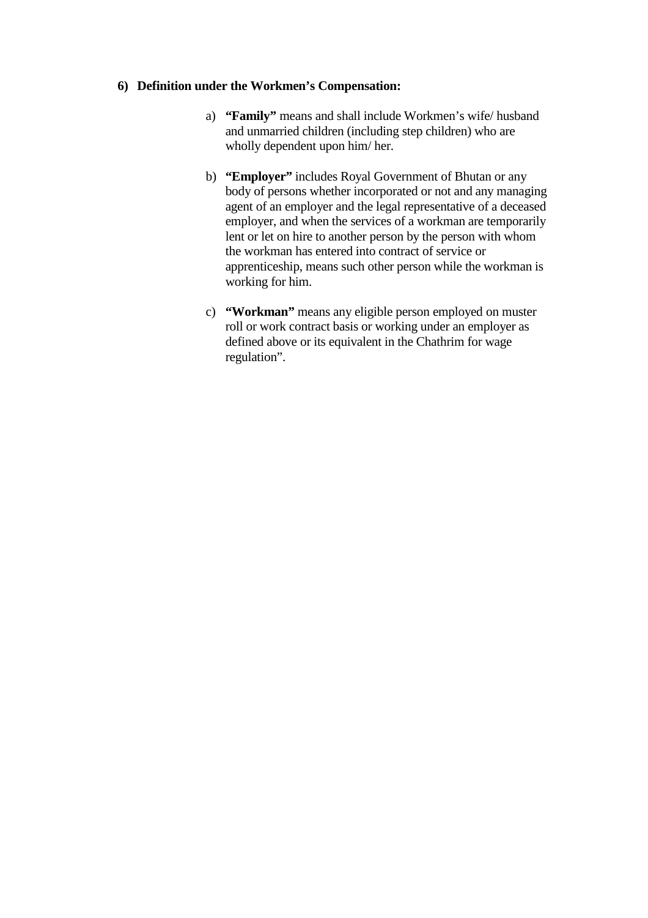**6) Definition under the Workmen's Compensation:**

a) **"Family"** means and shall include Workmen's wife/ husband and unmarried children (including step children) who are wholly dependent upon him/ her.

b) **"Employer"** includes Royal Government of Bhutan or any body of persons whether incorporated or not and any managing agent of an employer and the legal representative of a deceased employer, and when the services of a workman are temporarily lent or let on hire to another person by the person with whom the workman has entered into contract of service or apprenticeship, means such other person while the workman is working for him.

c) **"Workman"** means any eligible person employed on muster roll or work contract basis or working under an employer as defined above or its equivalent in the Chathrim for wage regulation".